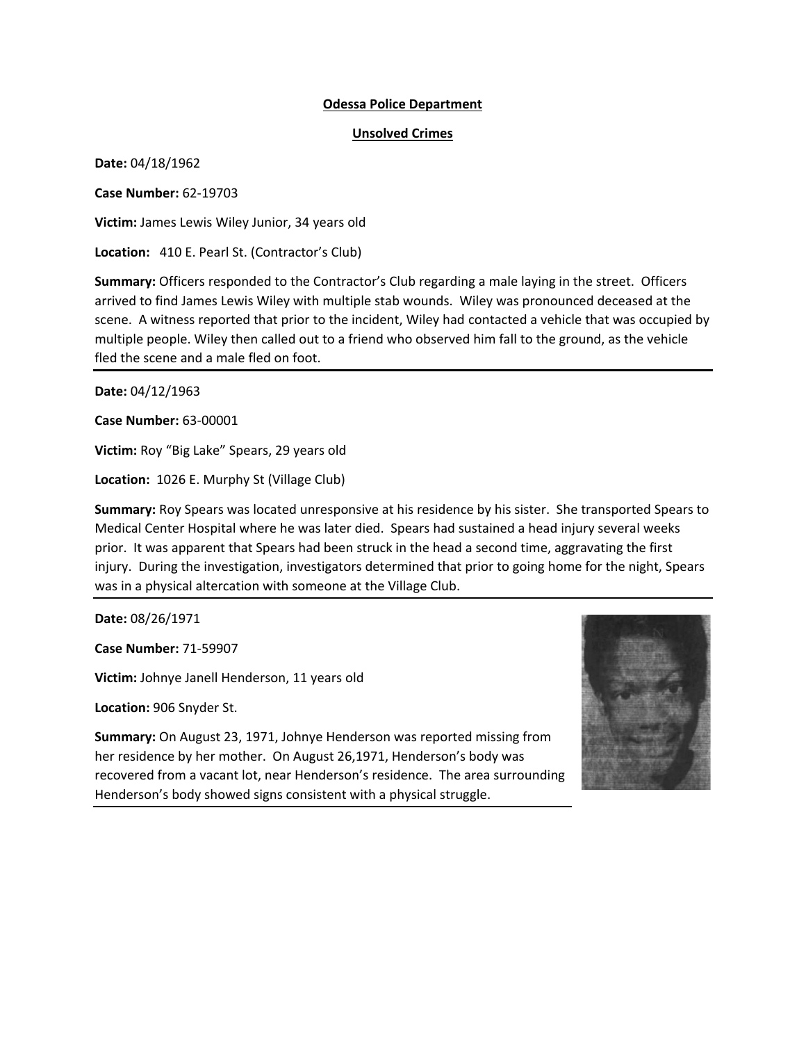**Odessa Police Department**

**Unsolved Crimes**

**Date:** 04/18/1962

**Case Number:** 62-19703

**Victim:** James Lewis Wiley Junior, 34 years old

**Location:** 410 E. Pearl St. (Contractor's Club)

**Summary:** Officers responded to the Contractor's Club regarding a male laying in the street. Officers arrived to find James Lewis Wiley with multiple stab wounds. Wiley was pronounced deceased at the scene. A witness reported that prior to the incident, Wiley had contacted a vehicle that was occupied by multiple people. Wiley then called out to a friend who observed him fall to the ground, as the vehicle fled the scene and a male fled on foot.

---

**Date:** 04/12/1963

**Case Number:** 63-00001

**Victim:** Roy "Big Lake" Spears, 29 years old

**Location:** 1026 E. Murphy St (Village Club)

**Summary:** Roy Spears was located unresponsive at his residence by his sister. She transported Spears to Medical Center Hospital where he was later died. Spears had sustained a head injury several weeks prior. It was apparent that Spears had been struck in the head a second time, aggravating the first injury. During the investigation, investigators determined that prior to going home for the night, Spears was in a physical altercation with someone at the Village Club.

---

**Date:** 08/26/1971

**Case Number:** 71-59907

**Victim:** Johnye Janell Henderson, 11 years old

**Location:** 906 Snyder St.

**Summary:** On August 23, 1971, Johnye Henderson was reported missing from her residence by her mother. On August 26,1971, Henderson's body was recovered from a vacant lot, near Henderson's residence. The area surrounding Henderson's body showed signs consistent with a physical struggle.

---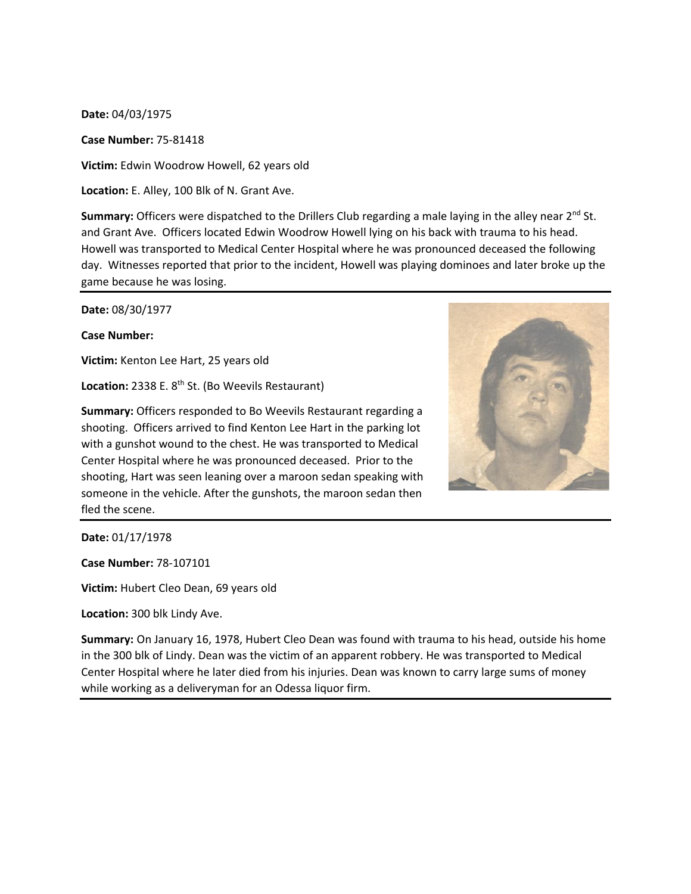**Date:** 04/03/1975

**Case Number:** 75-81418

**Victim:** Edwin Woodrow Howell, 62 years old

**Location:** E. Alley, 100 Blk of N. Grant Ave.

**Summary:** Officers were dispatched to the Drillers Club regarding a male laying in the alley near 2nd St. and Grant Ave. Officers located Edwin Woodrow Howell lying on his back with trauma to his head. Howell was transported to Medical Center Hospital where he was pronounced deceased the following day. Witnesses reported that prior to the incident, Howell was playing dominoes and later broke up the game because he was losing.

---

**Date:** 08/30/1977

**Case Number:**

**Victim:** Kenton Lee Hart, 25 years old

**Location:** 2338 E. 8th St. (Bo Weevils Restaurant)

**Summary:** Officers responded to Bo Weevils Restaurant regarding a shooting. Officers arrived to find Kenton Lee Hart in the parking lot with a gunshot wound to the chest. He was transported to Medical Center Hospital where he was pronounced deceased. Prior to the shooting, Hart was seen leaning over a maroon sedan speaking with someone in the vehicle. After the gunshots, the maroon sedan then fled the scene.

---

**Date:** 01/17/1978

**Case Number:** 78-107101

**Victim:** Hubert Cleo Dean, 69 years old

**Location:** 300 blk Lindy Ave.

**Summary:** On January 16, 1978, Hubert Cleo Dean was found with trauma to his head, outside his home in the 300 blk of Lindy. Dean was the victim of an apparent robbery. He was transported to Medical Center Hospital where he later died from his injuries. Dean was known to carry large sums of money while working as a deliveryman for an Odessa liquor firm.

---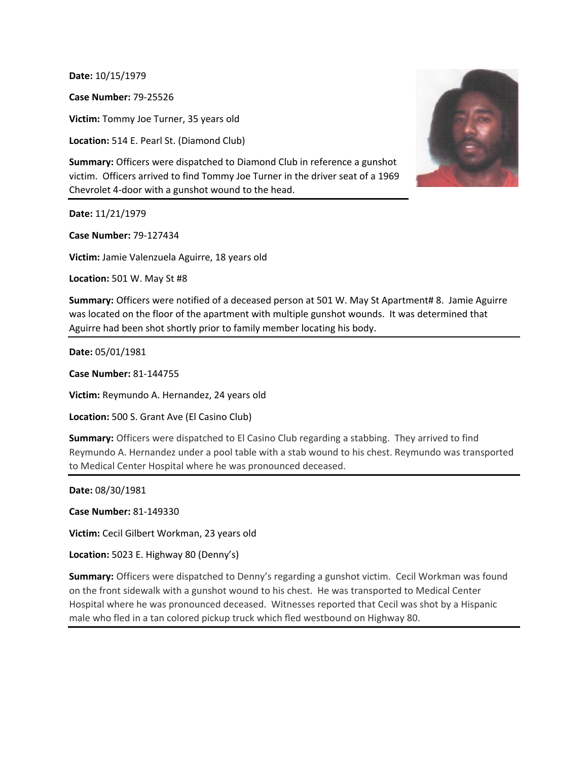**Date:** 10/15/1979

**Case Number:** 79-25526

**Victim:** Tommy Joe Turner, 35 years old

**Location:** 514 E. Pearl St. (Diamond Club)

**Summary:** Officers were dispatched to Diamond Club in reference a gunshot victim. Officers arrived to find Tommy Joe Turner in the driver seat of a 1969 Chevrolet 4-door with a gunshot wound to the head.

---

**Date:** 11/21/1979

**Case Number:** 79-127434

**Victim:** Jamie Valenzuela Aguirre, 18 years old

**Location:** 501 W. May St #8

**Summary:** Officers were notified of a deceased person at 501 W. May St Apartment# 8. Jamie Aguirre was located on the floor of the apartment with multiple gunshot wounds. It was determined that Aguirre had been shot shortly prior to family member locating his body.

---

**Date:** 05/01/1981

**Case Number:** 81-144755

**Victim:** Reymundo A. Hernandez, 24 years old

**Location:** 500 S. Grant Ave (El Casino Club)

**Summary:** Officers were dispatched to El Casino Club regarding a stabbing. They arrived to find Reymundo A. Hernandez under a pool table with a stab wound to his chest. Reymundo was transported to Medical Center Hospital where he was pronounced deceased.

---

**Date:** 08/30/1981

**Case Number:** 81-149330

**Victim:** Cecil Gilbert Workman, 23 years old

**Location:** 5023 E. Highway 80 (Denny's)

**Summary:** Officers were dispatched to Denny's regarding a gunshot victim. Cecil Workman was found on the front sidewalk with a gunshot wound to his chest. He was transported to Medical Center Hospital where he was pronounced deceased. Witnesses reported that Cecil was shot by a Hispanic male who fled in a tan colored pickup truck which fled westbound on Highway 80.

---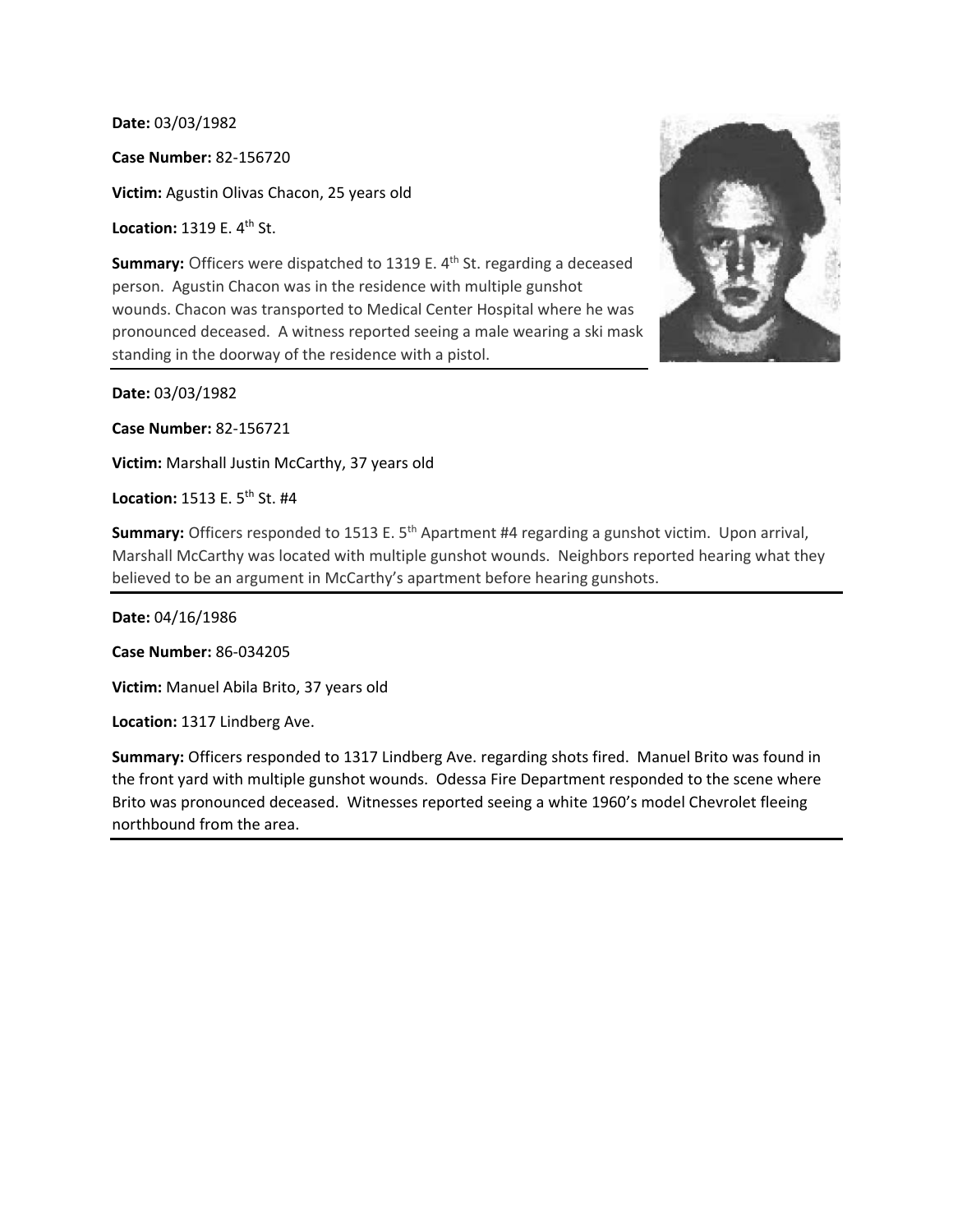**Date:** 03/03/1982

**Case Number:** 82-156720

**Victim:** Agustin Olivas Chacon, 25 years old

**Location:** 1319 E. 4th St.

**Summary:** Officers were dispatched to 1319 E. 4th St. regarding a deceased person. Agustin Chacon was in the residence with multiple gunshot wounds. Chacon was transported to Medical Center Hospital where he was pronounced deceased. A witness reported seeing a male wearing a ski mask standing in the doorway of the residence with a pistol.

---

**Date:** 03/03/1982

**Case Number:** 82-156721

**Victim:** Marshall Justin McCarthy, 37 years old

**Location:** 1513 E. 5th St. #4

**Summary:** Officers responded to 1513 E. 5th Apartment #4 regarding a gunshot victim. Upon arrival, Marshall McCarthy was located with multiple gunshot wounds. Neighbors reported hearing what they believed to be an argument in McCarthy's apartment before hearing gunshots.

---

**Date:** 04/16/1986

**Case Number:** 86-034205

**Victim:** Manuel Abila Brito, 37 years old

**Location:** 1317 Lindberg Ave.

**Summary:** Officers responded to 1317 Lindberg Ave. regarding shots fired. Manuel Brito was found in the front yard with multiple gunshot wounds. Odessa Fire Department responded to the scene where Brito was pronounced deceased. Witnesses reported seeing a white 1960's model Chevrolet fleeing northbound from the area.

---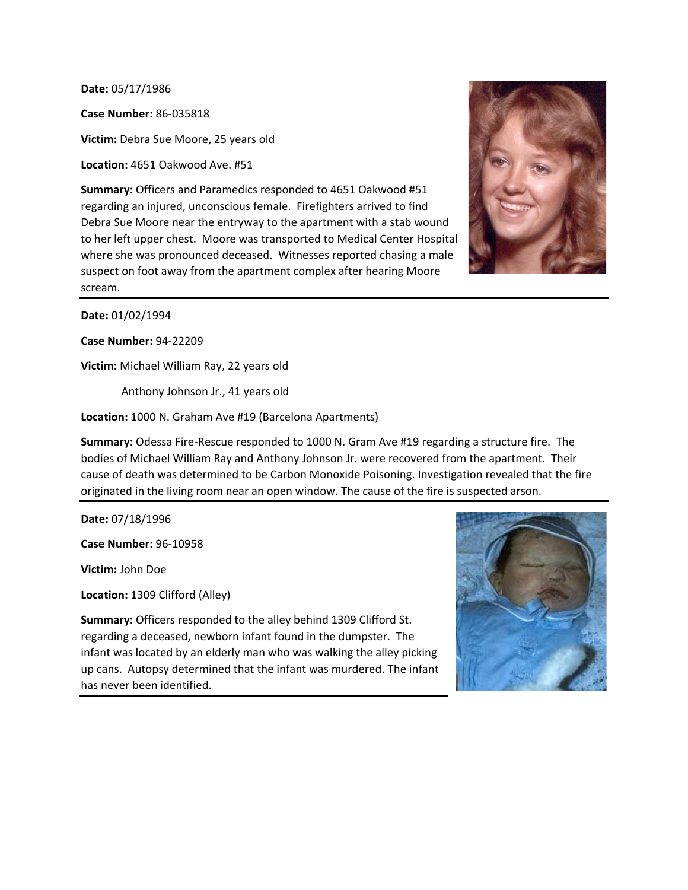**Date:** 05/17/1986

**Case Number:** 86-035818

**Victim:** Debra Sue Moore, 25 years old

**Location:** 4651 Oakwood Ave. #51

**Summary:** Officers and Paramedics responded to 4651 Oakwood #51 regarding an injured, unconscious female. Firefighters arrived to find Debra Sue Moore near the entryway to the apartment with a stab wound to her left upper chest. Moore was transported to Medical Center Hospital where she was pronounced deceased. Witnesses reported chasing a male suspect on foot away from the apartment complex after hearing Moore scream.

---

**Date:** 01/02/1994

**Case Number:** 94-22209

**Victim:** Michael William Ray, 22 years old

Anthony Johnson Jr., 41 years old

**Location:** 1000 N. Graham Ave #19 (Barcelona Apartments)

**Summary:** Odessa Fire-Rescue responded to 1000 N. Gram Ave #19 regarding a structure fire. The bodies of Michael William Ray and Anthony Johnson Jr. were recovered from the apartment. Their cause of death was determined to be Carbon Monoxide Poisoning. Investigation revealed that the fire originated in the living room near an open window. The cause of the fire is suspected arson.

---

**Date:** 07/18/1996

**Case Number:** 96-10958

**Victim:** John Doe

**Location:** 1309 Clifford (Alley)

**Summary:** Officers responded to the alley behind 1309 Clifford St. regarding a deceased, newborn infant found in the dumpster. The infant was located by an elderly man who was walking the alley picking up cans. Autopsy determined that the infant was murdered. The infant has never been identified.

---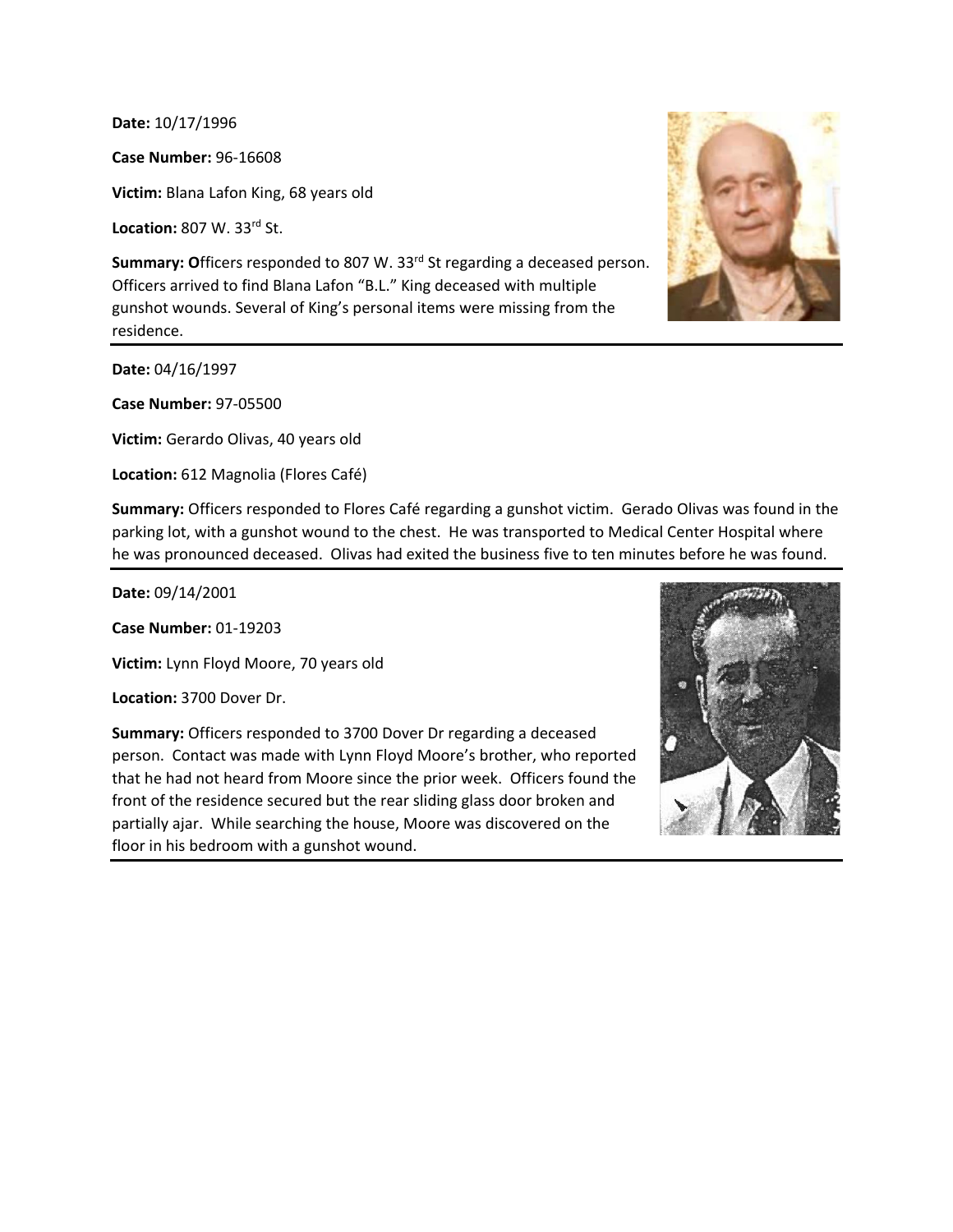**Date:** 10/17/1996

**Case Number:** 96-16608

**Victim:** Blana Lafon King, 68 years old

**Location:** 807 W. 33rd St.

**Summary: O**fficers responded to 807 W. 33rd St regarding a deceased person. Officers arrived to find Blana Lafon "B.L." King deceased with multiple gunshot wounds. Several of King's personal items were missing from the residence.

---

**Date:** 04/16/1997

**Case Number:** 97-05500

**Victim:** Gerardo Olivas, 40 years old

**Location:** 612 Magnolia (Flores Café)

**Summary:** Officers responded to Flores Café regarding a gunshot victim. Gerado Olivas was found in the parking lot, with a gunshot wound to the chest. He was transported to Medical Center Hospital where he was pronounced deceased. Olivas had exited the business five to ten minutes before he was found.

---

**Date:** 09/14/2001

**Case Number:** 01-19203

**Victim:** Lynn Floyd Moore, 70 years old

**Location:** 3700 Dover Dr.

**Summary:** Officers responded to 3700 Dover Dr regarding a deceased person. Contact was made with Lynn Floyd Moore's brother, who reported that he had not heard from Moore since the prior week. Officers found the front of the residence secured but the rear sliding glass door broken and partially ajar. While searching the house, Moore was discovered on the floor in his bedroom with a gunshot wound.

---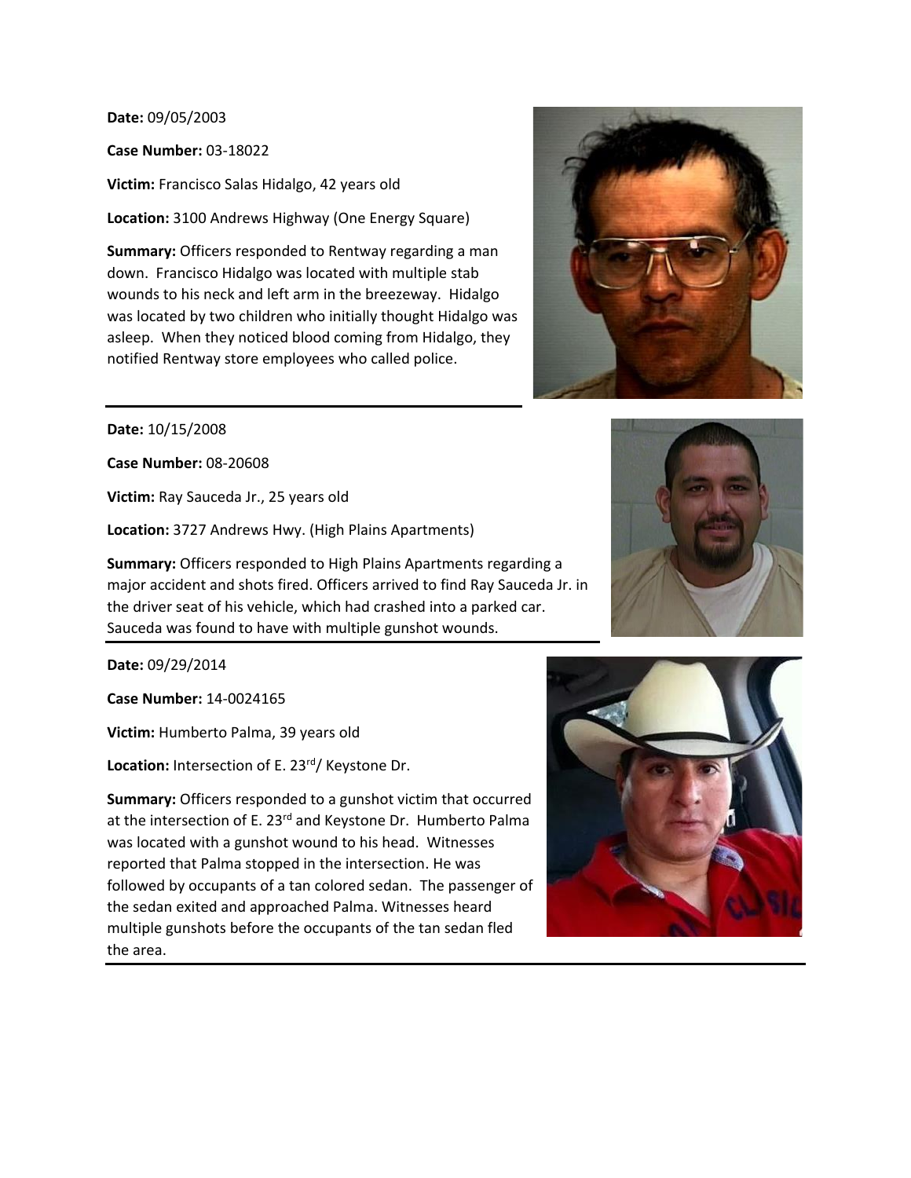**Date:** 09/05/2003

**Case Number:** 03-18022

**Victim:** Francisco Salas Hidalgo, 42 years old

**Location:** 3100 Andrews Highway (One Energy Square)

**Summary:** Officers responded to Rentway regarding a man down. Francisco Hidalgo was located with multiple stab wounds to his neck and left arm in the breezeway. Hidalgo was located by two children who initially thought Hidalgo was asleep. When they noticed blood coming from Hidalgo, they notified Rentway store employees who called police.

---

**Date:** 10/15/2008

**Case Number:** 08-20608

**Victim:** Ray Sauceda Jr., 25 years old

**Location:** 3727 Andrews Hwy. (High Plains Apartments)

**Summary:** Officers responded to High Plains Apartments regarding a major accident and shots fired. Officers arrived to find Ray Sauceda Jr. in the driver seat of his vehicle, which had crashed into a parked car. Sauceda was found to have with multiple gunshot wounds.

---

**Date:** 09/29/2014

**Case Number:** 14-0024165

**Victim:** Humberto Palma, 39 years old

**Location:** Intersection of E. 23rd/ Keystone Dr.

**Summary:** Officers responded to a gunshot victim that occurred at the intersection of E. 23rd and Keystone Dr. Humberto Palma was located with a gunshot wound to his head. Witnesses reported that Palma stopped in the intersection. He was followed by occupants of a tan colored sedan. The passenger of the sedan exited and approached Palma. Witnesses heard multiple gunshots before the occupants of the tan sedan fled the area.

---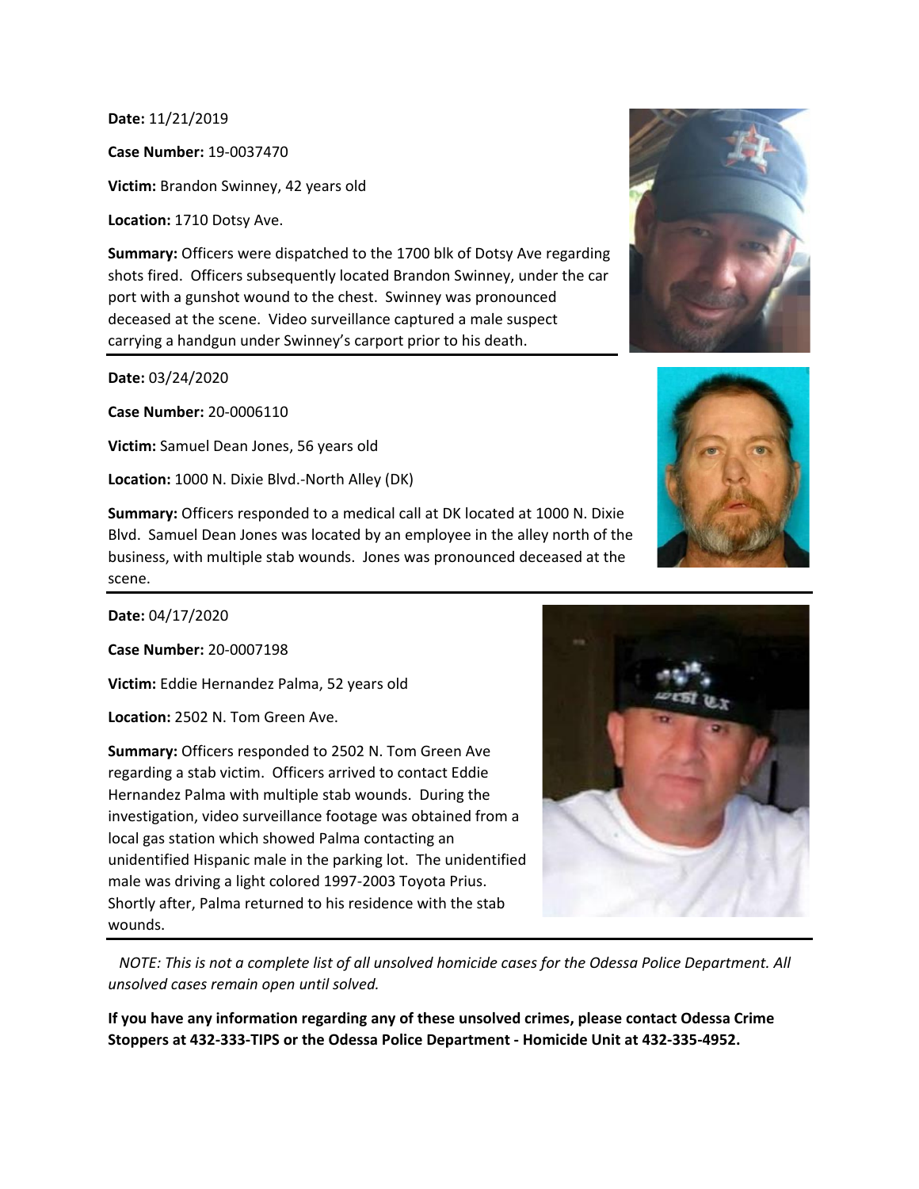**Date:** 11/21/2019

**Case Number:** 19-0037470

**Victim:** Brandon Swinney, 42 years old

**Location:** 1710 Dotsy Ave.

**Summary:** Officers were dispatched to the 1700 blk of Dotsy Ave regarding shots fired. Officers subsequently located Brandon Swinney, under the car port with a gunshot wound to the chest. Swinney was pronounced deceased at the scene. Video surveillance captured a male suspect carrying a handgun under Swinney's carport prior to his death.

---

**Date:** 03/24/2020

**Case Number:** 20-0006110

**Victim:** Samuel Dean Jones, 56 years old

**Location:** 1000 N. Dixie Blvd.-North Alley (DK)

**Summary:** Officers responded to a medical call at DK located at 1000 N. Dixie Blvd. Samuel Dean Jones was located by an employee in the alley north of the business, with multiple stab wounds. Jones was pronounced deceased at the scene.

---

**Date:** 04/17/2020

**Case Number:** 20-0007198

**Victim:** Eddie Hernandez Palma, 52 years old

**Location:** 2502 N. Tom Green Ave.

**Summary:** Officers responded to 2502 N. Tom Green Ave regarding a stab victim. Officers arrived to contact Eddie Hernandez Palma with multiple stab wounds. During the investigation, video surveillance footage was obtained from a local gas station which showed Palma contacting an unidentified Hispanic male in the parking lot. The unidentified male was driving a light colored 1997-2003 Toyota Prius. Shortly after, Palma returned to his residence with the stab wounds.

---

*NOTE: This is not a complete list of all unsolved homicide cases for the Odessa Police Department. All unsolved cases remain open until solved.*

**If you have any information regarding any of these unsolved crimes, please contact Odessa Crime Stoppers at 432-333-TIPS or the Odessa Police Department - Homicide Unit at 432-335-4952.**